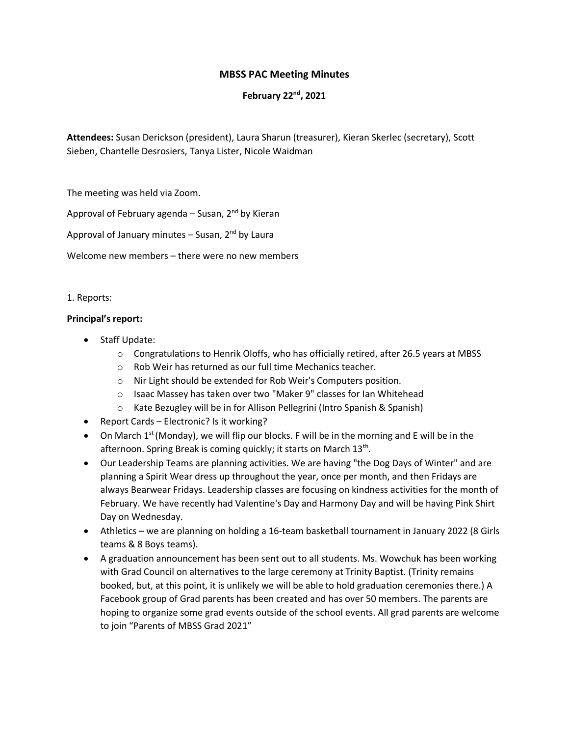# MBSS PAC Meeting Minutes

## February 22nd, 2021

**Attendees:** Susan Derickson (president), Laura Sharun (treasurer), Kieran Skerlec (secretary), Scott Sieben, Chantelle Desrosiers, Tanya Lister, Nicole Waidman

The meeting was held via Zoom.

Approval of February agenda – Susan, 2nd by Kieran

Approval of January minutes – Susan, 2nd by Laura

Welcome new members – there were no new members

1. Reports:

**Principal's report:**

- Staff Update:
  - Congratulations to Henrik Oloffs, who has officially retired, after 26.5 years at MBSS
  - Rob Weir has returned as our full time Mechanics teacher.
  - Nir Light should be extended for Rob Weir's Computers position.
  - Isaac Massey has taken over two "Maker 9" classes for Ian Whitehead
  - Kate Bezugley will be in for Allison Pellegrini (Intro Spanish & Spanish)
- Report Cards – Electronic? Is it working?
- On March 1st (Monday), we will flip our blocks. F will be in the morning and E will be in the afternoon. Spring Break is coming quickly; it starts on March 13th.
- Our Leadership Teams are planning activities. We are having "the Dog Days of Winter" and are planning a Spirit Wear dress up throughout the year, once per month, and then Fridays are always Bearwear Fridays. Leadership classes are focusing on kindness activities for the month of February. We have recently had Valentine's Day and Harmony Day and will be having Pink Shirt Day on Wednesday.
- Athletics – we are planning on holding a 16-team basketball tournament in January 2022 (8 Girls teams & 8 Boys teams).
- A graduation announcement has been sent out to all students. Ms. Wowchuk has been working with Grad Council on alternatives to the large ceremony at Trinity Baptist. (Trinity remains booked, but, at this point, it is unlikely we will be able to hold graduation ceremonies there.) A Facebook group of Grad parents has been created and has over 50 members. The parents are hoping to organize some grad events outside of the school events. All grad parents are welcome to join "Parents of MBSS Grad 2021"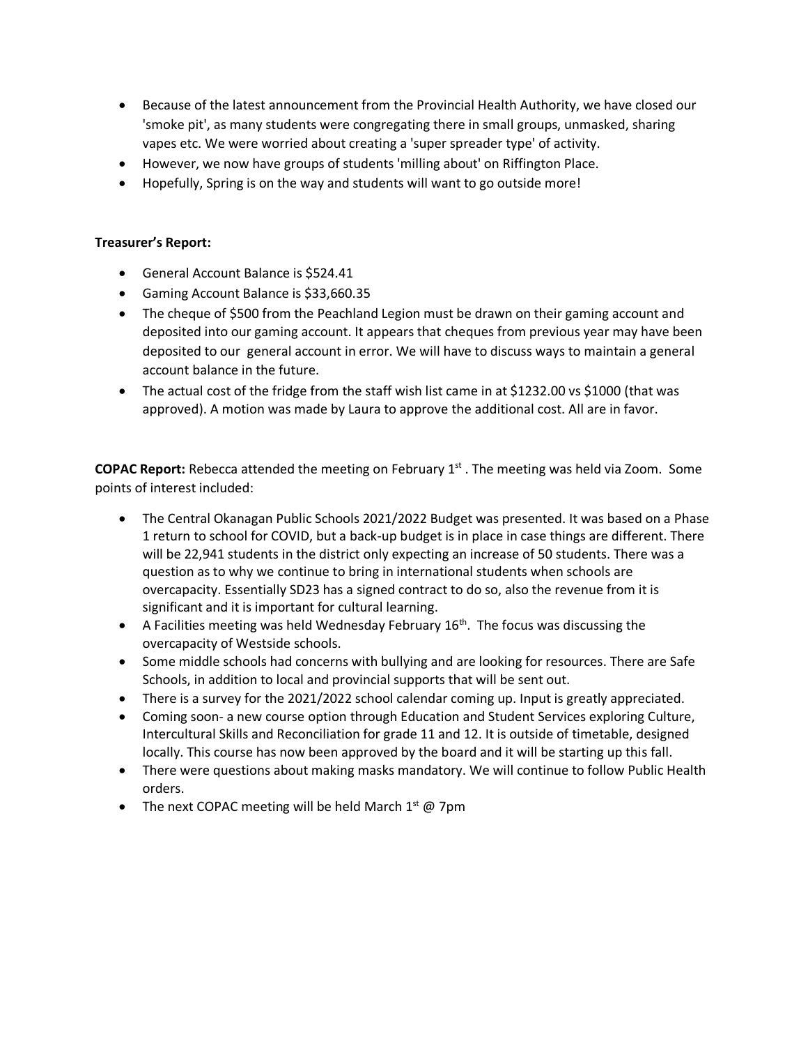- Because of the latest announcement from the Provincial Health Authority, we have closed our 'smoke pit', as many students were congregating there in small groups, unmasked, sharing vapes etc. We were worried about creating a 'super spreader type' of activity.
- However, we now have groups of students 'milling about' on Riffington Place.
- Hopefully, Spring is on the way and students will want to go outside more!

**Treasurer's Report:**

- General Account Balance is $524.41
- Gaming Account Balance is $33,660.35
- The cheque of $500 from the Peachland Legion must be drawn on their gaming account and deposited into our gaming account. It appears that cheques from previous year may have been deposited to our general account in error. We will have to discuss ways to maintain a general account balance in the future.
- The actual cost of the fridge from the staff wish list came in at $1232.00 vs $1000 (that was approved). A motion was made by Laura to approve the additional cost. All are in favor.

**COPAC Report:** Rebecca attended the meeting on February 1st . The meeting was held via Zoom. Some points of interest included:

- The Central Okanagan Public Schools 2021/2022 Budget was presented. It was based on a Phase 1 return to school for COVID, but a back-up budget is in place in case things are different. There will be 22,941 students in the district only expecting an increase of 50 students. There was a question as to why we continue to bring in international students when schools are overcapacity. Essentially SD23 has a signed contract to do so, also the revenue from it is significant and it is important for cultural learning.
- A Facilities meeting was held Wednesday February 16th. The focus was discussing the overcapacity of Westside schools.
- Some middle schools had concerns with bullying and are looking for resources. There are Safe Schools, in addition to local and provincial supports that will be sent out.
- There is a survey for the 2021/2022 school calendar coming up. Input is greatly appreciated.
- Coming soon- a new course option through Education and Student Services exploring Culture, Intercultural Skills and Reconciliation for grade 11 and 12. It is outside of timetable, designed locally. This course has now been approved by the board and it will be starting up this fall.
- There were questions about making masks mandatory. We will continue to follow Public Health orders.
- The next COPAC meeting will be held March 1st @ 7pm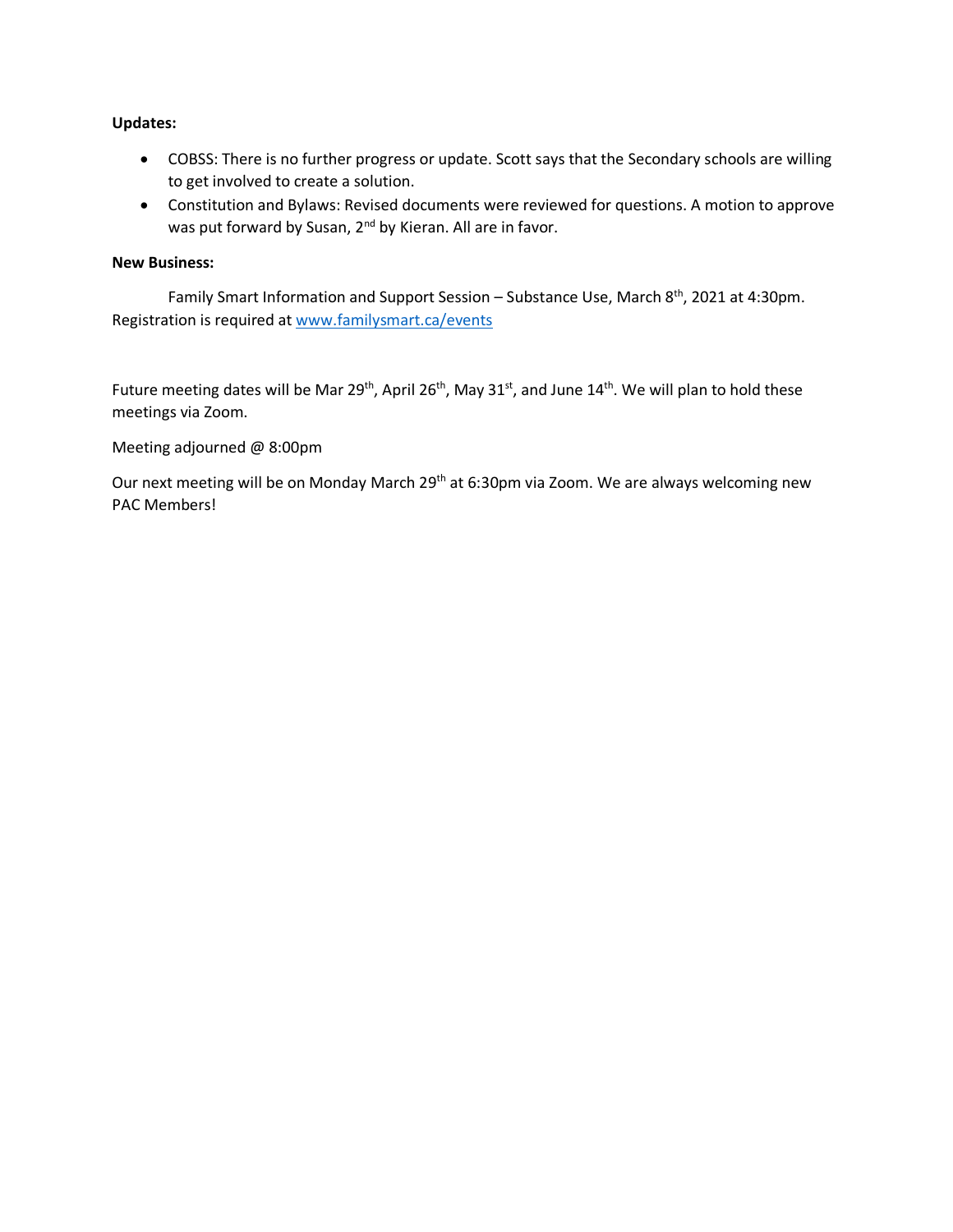**Updates:**

- COBSS: There is no further progress or update. Scott says that the Secondary schools are willing to get involved to create a solution.
- Constitution and Bylaws: Revised documents were reviewed for questions. A motion to approve was put forward by Susan, 2nd by Kieran. All are in favor.

**New Business:**

Family Smart Information and Support Session – Substance Use, March 8th, 2021 at 4:30pm. Registration is required at [www.familysmart.ca/events](http://www.familysmart.ca/events)

Future meeting dates will be Mar 29th, April 26th, May 31st, and June 14th. We will plan to hold these meetings via Zoom.

Meeting adjourned @ 8:00pm

Our next meeting will be on Monday March 29th at 6:30pm via Zoom. We are always welcoming new PAC Members!